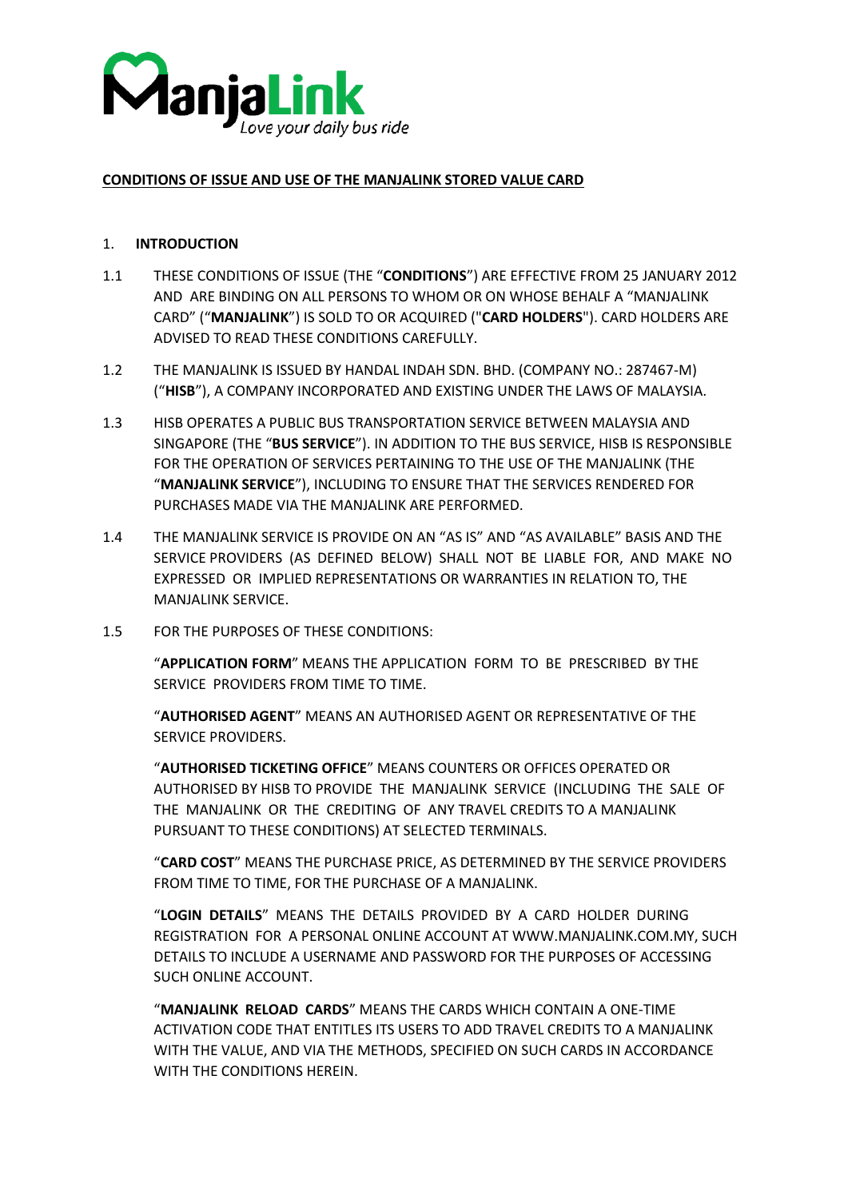ManjaLink
*Love your daily bus ride*

**CONDITIONS OF ISSUE AND USE OF THE MANJALINK STORED VALUE CARD**

1. **INTRODUCTION**

1.1 THESE CONDITIONS OF ISSUE (THE "**CONDITIONS**") ARE EFFECTIVE FROM 25 JANUARY 2012 AND ARE BINDING ON ALL PERSONS TO WHOM OR ON WHOSE BEHALF A "MANJALINK CARD" ("**MANJALINK**") IS SOLD TO OR ACQUIRED ("**CARD HOLDERS**"). CARD HOLDERS ARE ADVISED TO READ THESE CONDITIONS CAREFULLY.

1.2 THE MANJALINK IS ISSUED BY HANDAL INDAH SDN. BHD. (COMPANY NO.: 287467-M) ("**HISB**"), A COMPANY INCORPORATED AND EXISTING UNDER THE LAWS OF MALAYSIA.

1.3 HISB OPERATES A PUBLIC BUS TRANSPORTATION SERVICE BETWEEN MALAYSIA AND SINGAPORE (THE "**BUS SERVICE**"). IN ADDITION TO THE BUS SERVICE, HISB IS RESPONSIBLE FOR THE OPERATION OF SERVICES PERTAINING TO THE USE OF THE MANJALINK (THE "**MANJALINK SERVICE**"), INCLUDING TO ENSURE THAT THE SERVICES RENDERED FOR PURCHASES MADE VIA THE MANJALINK ARE PERFORMED.

1.4 THE MANJALINK SERVICE IS PROVIDE ON AN "AS IS" AND "AS AVAILABLE" BASIS AND THE SERVICE PROVIDERS (AS DEFINED BELOW) SHALL NOT BE LIABLE FOR, AND MAKE NO EXPRESSED OR IMPLIED REPRESENTATIONS OR WARRANTIES IN RELATION TO, THE MANJALINK SERVICE.

1.5 FOR THE PURPOSES OF THESE CONDITIONS:

"**APPLICATION FORM**" MEANS THE APPLICATION FORM TO BE PRESCRIBED BY THE SERVICE PROVIDERS FROM TIME TO TIME.

"**AUTHORISED AGENT**" MEANS AN AUTHORISED AGENT OR REPRESENTATIVE OF THE SERVICE PROVIDERS.

"**AUTHORISED TICKETING OFFICE**" MEANS COUNTERS OR OFFICES OPERATED OR AUTHORISED BY HISB TO PROVIDE THE MANJALINK SERVICE (INCLUDING THE SALE OF THE MANJALINK OR THE CREDITING OF ANY TRAVEL CREDITS TO A MANJALINK PURSUANT TO THESE CONDITIONS) AT SELECTED TERMINALS.

"**CARD COST**" MEANS THE PURCHASE PRICE, AS DETERMINED BY THE SERVICE PROVIDERS FROM TIME TO TIME, FOR THE PURCHASE OF A MANJALINK.

"**LOGIN DETAILS**" MEANS THE DETAILS PROVIDED BY A CARD HOLDER DURING REGISTRATION FOR A PERSONAL ONLINE ACCOUNT AT WWW.MANJALINK.COM.MY, SUCH DETAILS TO INCLUDE A USERNAME AND PASSWORD FOR THE PURPOSES OF ACCESSING SUCH ONLINE ACCOUNT.

"**MANJALINK RELOAD CARDS**" MEANS THE CARDS WHICH CONTAIN A ONE-TIME ACTIVATION CODE THAT ENTITLES ITS USERS TO ADD TRAVEL CREDITS TO A MANJALINK WITH THE VALUE, AND VIA THE METHODS, SPECIFIED ON SUCH CARDS IN ACCORDANCE WITH THE CONDITIONS HEREIN.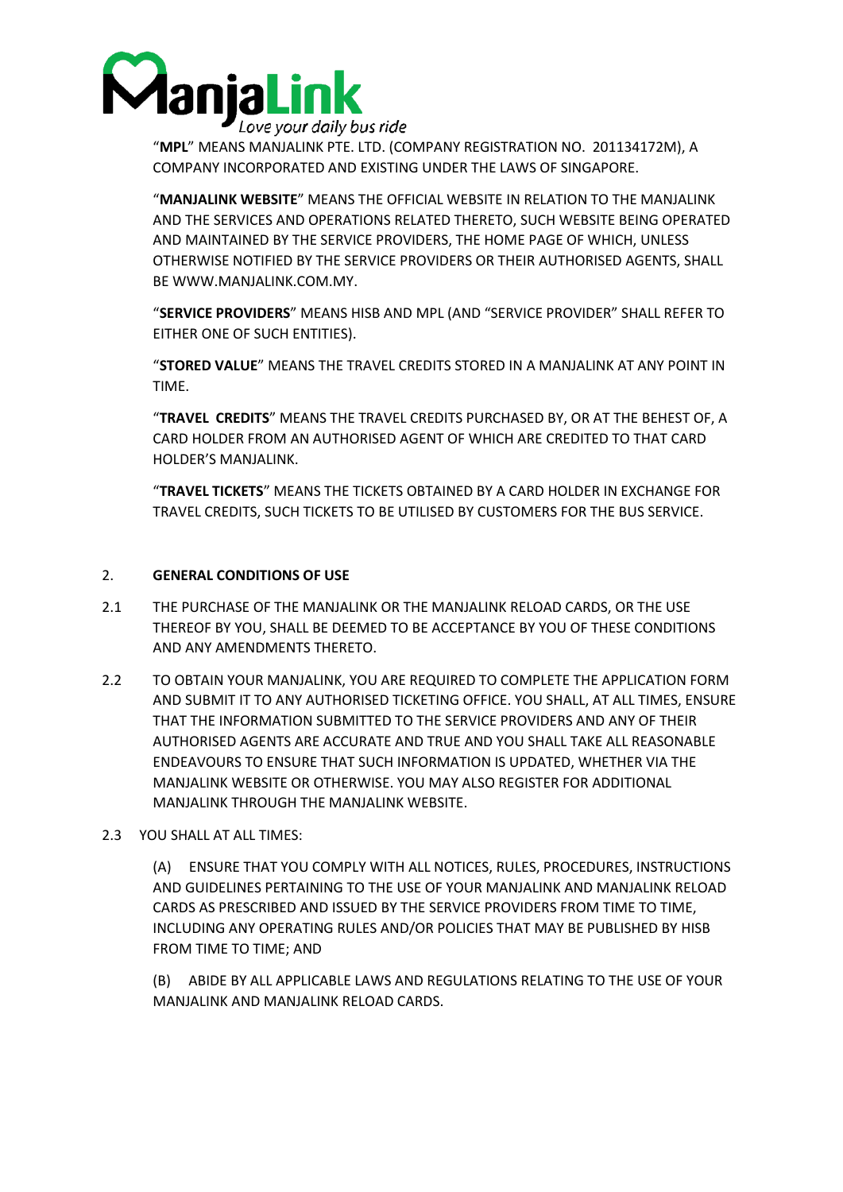"**MPL**" MEANS MANJALINK PTE. LTD. (COMPANY REGISTRATION NO. 201134172M), A COMPANY INCORPORATED AND EXISTING UNDER THE LAWS OF SINGAPORE.

"**MANJALINK WEBSITE**" MEANS THE OFFICIAL WEBSITE IN RELATION TO THE MANJALINK AND THE SERVICES AND OPERATIONS RELATED THERETO, SUCH WEBSITE BEING OPERATED AND MAINTAINED BY THE SERVICE PROVIDERS, THE HOME PAGE OF WHICH, UNLESS OTHERWISE NOTIFIED BY THE SERVICE PROVIDERS OR THEIR AUTHORISED AGENTS, SHALL BE WWW.MANJALINK.COM.MY.

"**SERVICE PROVIDERS**" MEANS HISB AND MPL (AND "SERVICE PROVIDER" SHALL REFER TO EITHER ONE OF SUCH ENTITIES).

"**STORED VALUE**" MEANS THE TRAVEL CREDITS STORED IN A MANJALINK AT ANY POINT IN TIME.

"**TRAVEL CREDITS**" MEANS THE TRAVEL CREDITS PURCHASED BY, OR AT THE BEHEST OF, A CARD HOLDER FROM AN AUTHORISED AGENT OF WHICH ARE CREDITED TO THAT CARD HOLDER'S MANJALINK.

"**TRAVEL TICKETS**" MEANS THE TICKETS OBTAINED BY A CARD HOLDER IN EXCHANGE FOR TRAVEL CREDITS, SUCH TICKETS TO BE UTILISED BY CUSTOMERS FOR THE BUS SERVICE.

## 2. GENERAL CONDITIONS OF USE

2.1 THE PURCHASE OF THE MANJALINK OR THE MANJALINK RELOAD CARDS, OR THE USE THEREOF BY YOU, SHALL BE DEEMED TO BE ACCEPTANCE BY YOU OF THESE CONDITIONS AND ANY AMENDMENTS THERETO.

2.2 TO OBTAIN YOUR MANJALINK, YOU ARE REQUIRED TO COMPLETE THE APPLICATION FORM AND SUBMIT IT TO ANY AUTHORISED TICKETING OFFICE. YOU SHALL, AT ALL TIMES, ENSURE THAT THE INFORMATION SUBMITTED TO THE SERVICE PROVIDERS AND ANY OF THEIR AUTHORISED AGENTS ARE ACCURATE AND TRUE AND YOU SHALL TAKE ALL REASONABLE ENDEAVOURS TO ENSURE THAT SUCH INFORMATION IS UPDATED, WHETHER VIA THE MANJALINK WEBSITE OR OTHERWISE. YOU MAY ALSO REGISTER FOR ADDITIONAL MANJALINK THROUGH THE MANJALINK WEBSITE.

2.3 YOU SHALL AT ALL TIMES:

(A) ENSURE THAT YOU COMPLY WITH ALL NOTICES, RULES, PROCEDURES, INSTRUCTIONS AND GUIDELINES PERTAINING TO THE USE OF YOUR MANJALINK AND MANJALINK RELOAD CARDS AS PRESCRIBED AND ISSUED BY THE SERVICE PROVIDERS FROM TIME TO TIME, INCLUDING ANY OPERATING RULES AND/OR POLICIES THAT MAY BE PUBLISHED BY HISB FROM TIME TO TIME; AND

(B) ABIDE BY ALL APPLICABLE LAWS AND REGULATIONS RELATING TO THE USE OF YOUR MANJALINK AND MANJALINK RELOAD CARDS.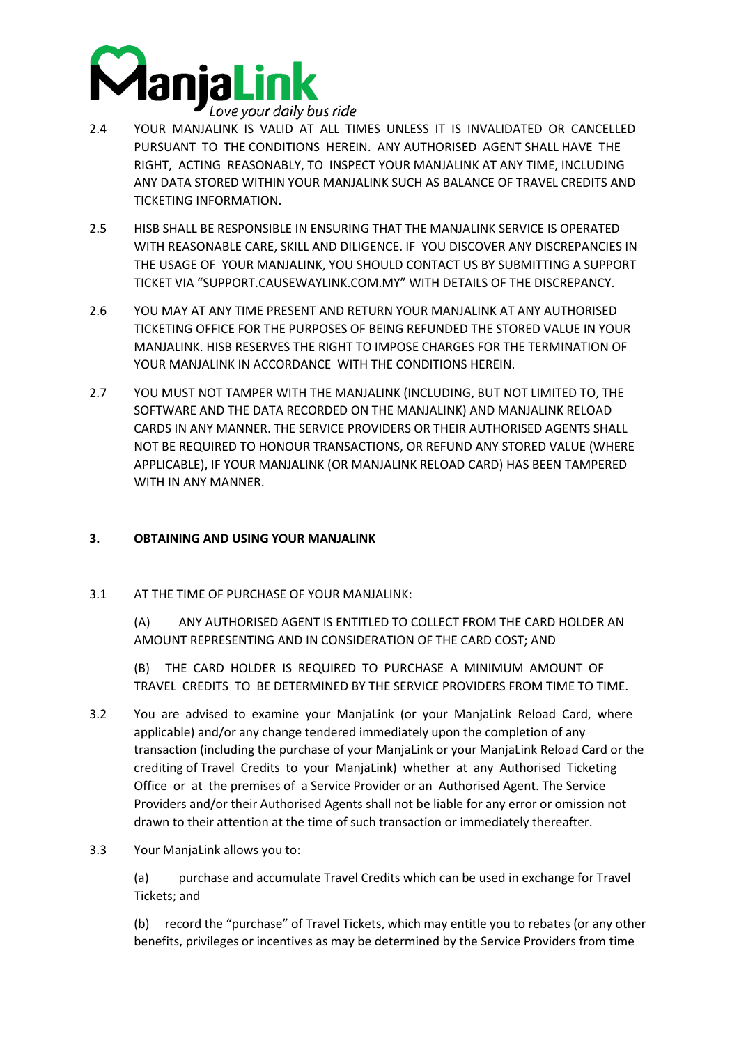2.4 YOUR MANJALINK IS VALID AT ALL TIMES UNLESS IT IS INVALIDATED OR CANCELLED PURSUANT TO THE CONDITIONS HEREIN. ANY AUTHORISED AGENT SHALL HAVE THE RIGHT, ACTING REASONABLY, TO INSPECT YOUR MANJALINK AT ANY TIME, INCLUDING ANY DATA STORED WITHIN YOUR MANJALINK SUCH AS BALANCE OF TRAVEL CREDITS AND TICKETING INFORMATION.

2.5 HISB SHALL BE RESPONSIBLE IN ENSURING THAT THE MANJALINK SERVICE IS OPERATED WITH REASONABLE CARE, SKILL AND DILIGENCE. IF YOU DISCOVER ANY DISCREPANCIES IN THE USAGE OF YOUR MANJALINK, YOU SHOULD CONTACT US BY SUBMITTING A SUPPORT TICKET VIA "SUPPORT.CAUSEWAYLINK.COM.MY" WITH DETAILS OF THE DISCREPANCY.

2.6 YOU MAY AT ANY TIME PRESENT AND RETURN YOUR MANJALINK AT ANY AUTHORISED TICKETING OFFICE FOR THE PURPOSES OF BEING REFUNDED THE STORED VALUE IN YOUR MANJALINK. HISB RESERVES THE RIGHT TO IMPOSE CHARGES FOR THE TERMINATION OF YOUR MANJALINK IN ACCORDANCE WITH THE CONDITIONS HEREIN.

2.7 YOU MUST NOT TAMPER WITH THE MANJALINK (INCLUDING, BUT NOT LIMITED TO, THE SOFTWARE AND THE DATA RECORDED ON THE MANJALINK) AND MANJALINK RELOAD CARDS IN ANY MANNER. THE SERVICE PROVIDERS OR THEIR AUTHORISED AGENTS SHALL NOT BE REQUIRED TO HONOUR TRANSACTIONS, OR REFUND ANY STORED VALUE (WHERE APPLICABLE), IF YOUR MANJALINK (OR MANJALINK RELOAD CARD) HAS BEEN TAMPERED WITH IN ANY MANNER.

## 3. OBTAINING AND USING YOUR MANJALINK

3.1 AT THE TIME OF PURCHASE OF YOUR MANJALINK:

(A) ANY AUTHORISED AGENT IS ENTITLED TO COLLECT FROM THE CARD HOLDER AN AMOUNT REPRESENTING AND IN CONSIDERATION OF THE CARD COST; AND

(B) THE CARD HOLDER IS REQUIRED TO PURCHASE A MINIMUM AMOUNT OF TRAVEL CREDITS TO BE DETERMINED BY THE SERVICE PROVIDERS FROM TIME TO TIME.

3.2 You are advised to examine your ManjaLink (or your ManjaLink Reload Card, where applicable) and/or any change tendered immediately upon the completion of any transaction (including the purchase of your ManjaLink or your ManjaLink Reload Card or the crediting of Travel Credits to your ManjaLink) whether at any Authorised Ticketing Office or at the premises of a Service Provider or an Authorised Agent. The Service Providers and/or their Authorised Agents shall not be liable for any error or omission not drawn to their attention at the time of such transaction or immediately thereafter.

3.3 Your ManjaLink allows you to:

(a) purchase and accumulate Travel Credits which can be used in exchange for Travel Tickets; and

(b) record the "purchase" of Travel Tickets, which may entitle you to rebates (or any other benefits, privileges or incentives as may be determined by the Service Providers from time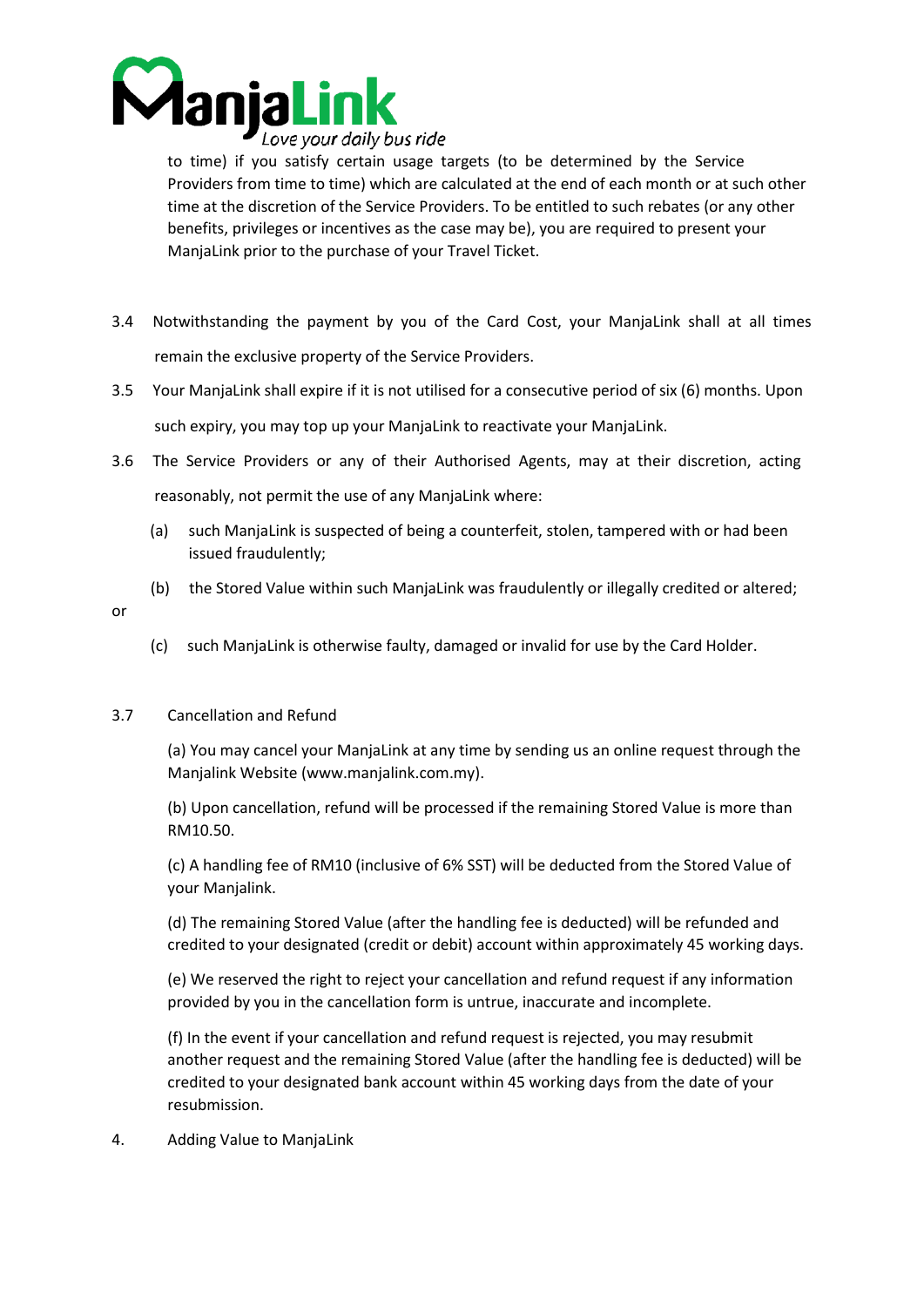to time) if you satisfy certain usage targets (to be determined by the Service Providers from time to time) which are calculated at the end of each month or at such other time at the discretion of the Service Providers. To be entitled to such rebates (or any other benefits, privileges or incentives as the case may be), you are required to present your ManjaLink prior to the purchase of your Travel Ticket.

3.4 Notwithstanding the payment by you of the Card Cost, your ManjaLink shall at all times remain the exclusive property of the Service Providers.

3.5 Your ManjaLink shall expire if it is not utilised for a consecutive period of six (6) months. Upon such expiry, you may top up your ManjaLink to reactivate your ManjaLink.

3.6 The Service Providers or any of their Authorised Agents, may at their discretion, acting reasonably, not permit the use of any ManjaLink where:

(a) such ManjaLink is suspected of being a counterfeit, stolen, tampered with or had been issued fraudulently;

(b) the Stored Value within such ManjaLink was fraudulently or illegally credited or altered;

or

(c) such ManjaLink is otherwise faulty, damaged or invalid for use by the Card Holder.

3.7 Cancellation and Refund

(a) You may cancel your ManjaLink at any time by sending us an online request through the Manjalink Website (www.manjalink.com.my).

(b) Upon cancellation, refund will be processed if the remaining Stored Value is more than RM10.50.

(c) A handling fee of RM10 (inclusive of 6% SST) will be deducted from the Stored Value of your Manjalink.

(d) The remaining Stored Value (after the handling fee is deducted) will be refunded and credited to your designated (credit or debit) account within approximately 45 working days.

(e) We reserved the right to reject your cancellation and refund request if any information provided by you in the cancellation form is untrue, inaccurate and incomplete.

(f) In the event if your cancellation and refund request is rejected, you may resubmit another request and the remaining Stored Value (after the handling fee is deducted) will be credited to your designated bank account within 45 working days from the date of your resubmission.

4. Adding Value to ManjaLink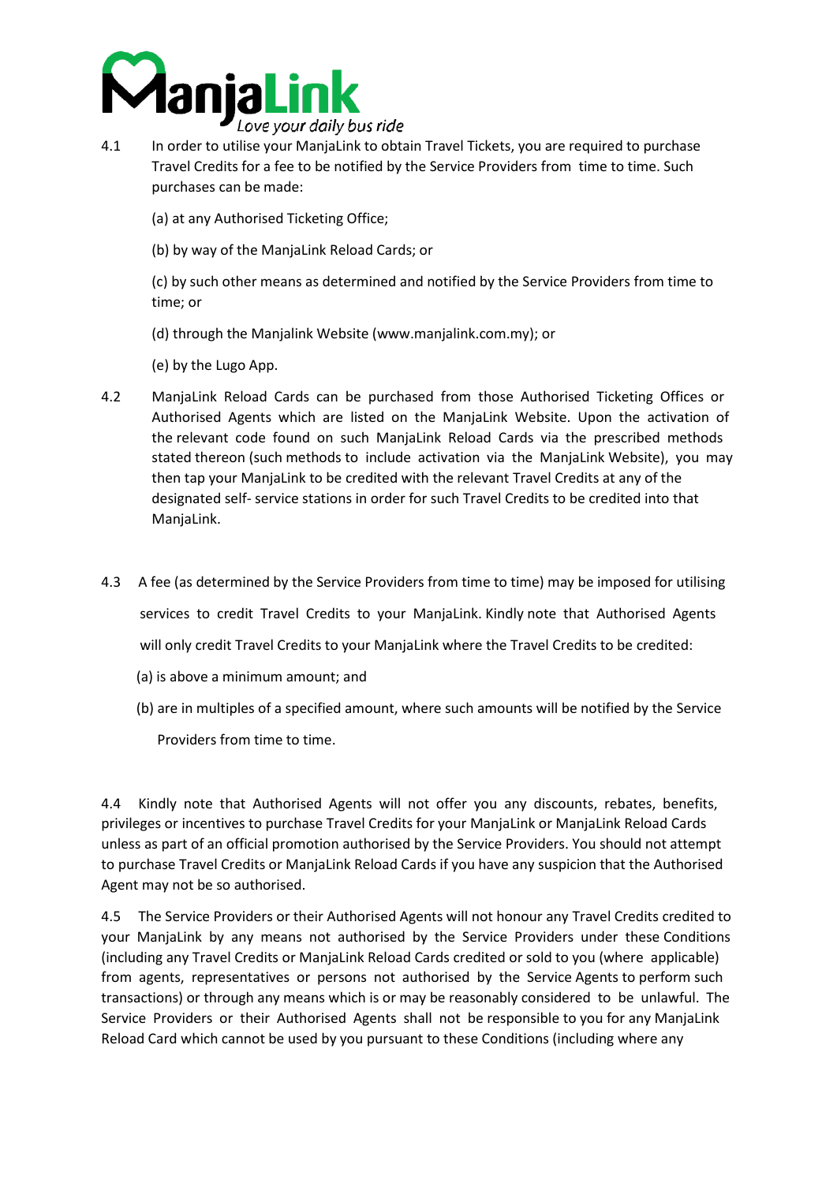4.1 In order to utilise your ManjaLink to obtain Travel Tickets, you are required to purchase Travel Credits for a fee to be notified by the Service Providers from time to time. Such purchases can be made:

(a) at any Authorised Ticketing Office;

(b) by way of the ManjaLink Reload Cards; or

(c) by such other means as determined and notified by the Service Providers from time to time; or

(d) through the Manjalink Website (www.manjalink.com.my); or

(e) by the Lugo App.

4.2 ManjaLink Reload Cards can be purchased from those Authorised Ticketing Offices or Authorised Agents which are listed on the ManjaLink Website. Upon the activation of the relevant code found on such ManjaLink Reload Cards via the prescribed methods stated thereon (such methods to include activation via the ManjaLink Website), you may then tap your ManjaLink to be credited with the relevant Travel Credits at any of the designated self- service stations in order for such Travel Credits to be credited into that ManjaLink.

4.3 A fee (as determined by the Service Providers from time to time) may be imposed for utilising services to credit Travel Credits to your ManjaLink. Kindly note that Authorised Agents will only credit Travel Credits to your ManjaLink where the Travel Credits to be credited:

(a) is above a minimum amount; and

(b) are in multiples of a specified amount, where such amounts will be notified by the Service Providers from time to time.

4.4 Kindly note that Authorised Agents will not offer you any discounts, rebates, benefits, privileges or incentives to purchase Travel Credits for your ManjaLink or ManjaLink Reload Cards unless as part of an official promotion authorised by the Service Providers. You should not attempt to purchase Travel Credits or ManjaLink Reload Cards if you have any suspicion that the Authorised Agent may not be so authorised.

4.5 The Service Providers or their Authorised Agents will not honour any Travel Credits credited to your ManjaLink by any means not authorised by the Service Providers under these Conditions (including any Travel Credits or ManjaLink Reload Cards credited or sold to you (where applicable) from agents, representatives or persons not authorised by the Service Agents to perform such transactions) or through any means which is or may be reasonably considered to be unlawful. The Service Providers or their Authorised Agents shall not be responsible to you for any ManjaLink Reload Card which cannot be used by you pursuant to these Conditions (including where any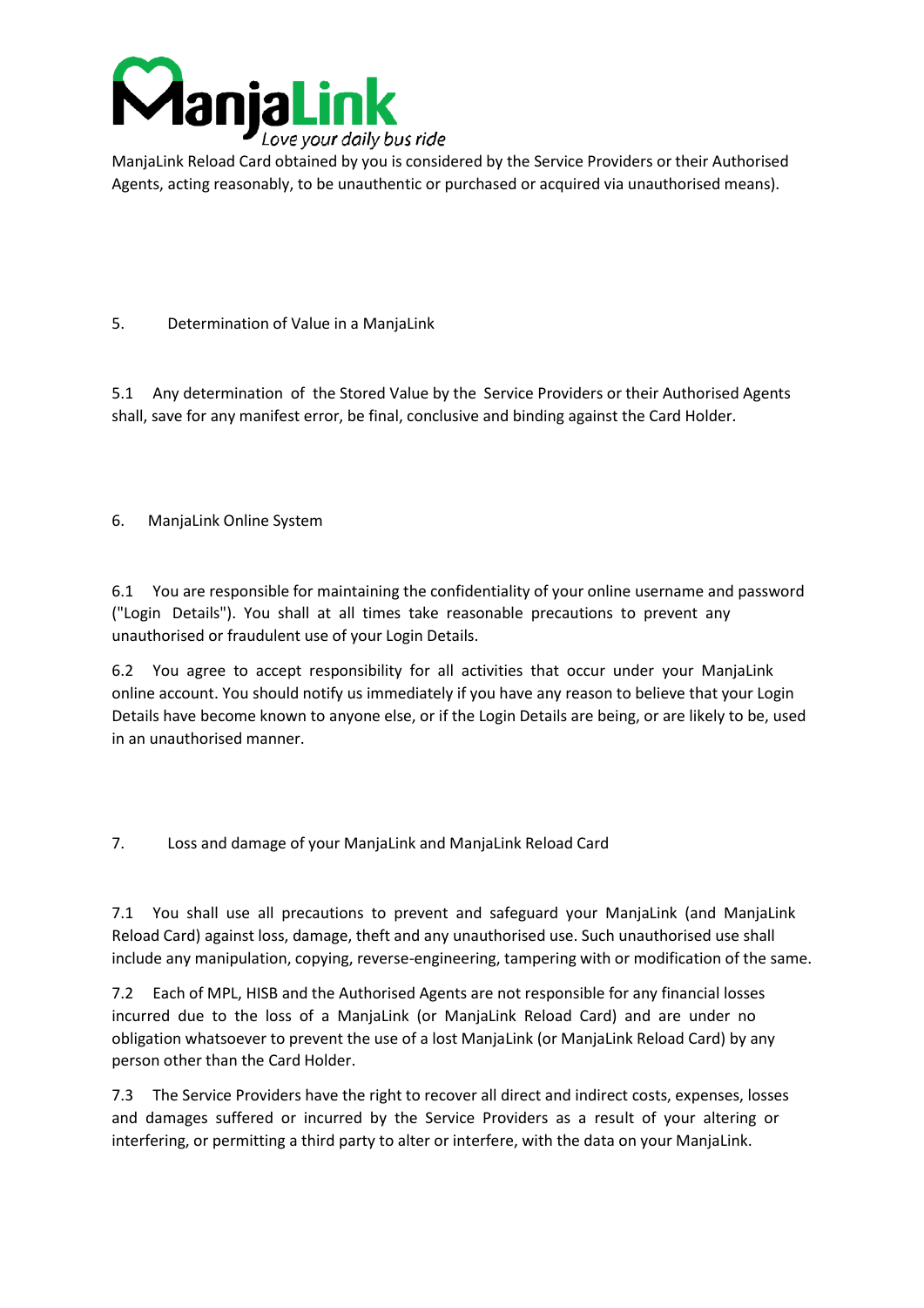ManjaLink Reload Card obtained by you is considered by the Service Providers or their Authorised Agents, acting reasonably, to be unauthentic or purchased or acquired via unauthorised means).

## 5. Determination of Value in a ManjaLink

5.1 Any determination of the Stored Value by the Service Providers or their Authorised Agents shall, save for any manifest error, be final, conclusive and binding against the Card Holder.

## 6. ManjaLink Online System

6.1 You are responsible for maintaining the confidentiality of your online username and password ("Login Details"). You shall at all times take reasonable precautions to prevent any unauthorised or fraudulent use of your Login Details.

6.2 You agree to accept responsibility for all activities that occur under your ManjaLink online account. You should notify us immediately if you have any reason to believe that your Login Details have become known to anyone else, or if the Login Details are being, or are likely to be, used in an unauthorised manner.

## 7. Loss and damage of your ManjaLink and ManjaLink Reload Card

7.1 You shall use all precautions to prevent and safeguard your ManjaLink (and ManjaLink Reload Card) against loss, damage, theft and any unauthorised use. Such unauthorised use shall include any manipulation, copying, reverse-engineering, tampering with or modification of the same.

7.2 Each of MPL, HISB and the Authorised Agents are not responsible for any financial losses incurred due to the loss of a ManjaLink (or ManjaLink Reload Card) and are under no obligation whatsoever to prevent the use of a lost ManjaLink (or ManjaLink Reload Card) by any person other than the Card Holder.

7.3 The Service Providers have the right to recover all direct and indirect costs, expenses, losses and damages suffered or incurred by the Service Providers as a result of your altering or interfering, or permitting a third party to alter or interfere, with the data on your ManjaLink.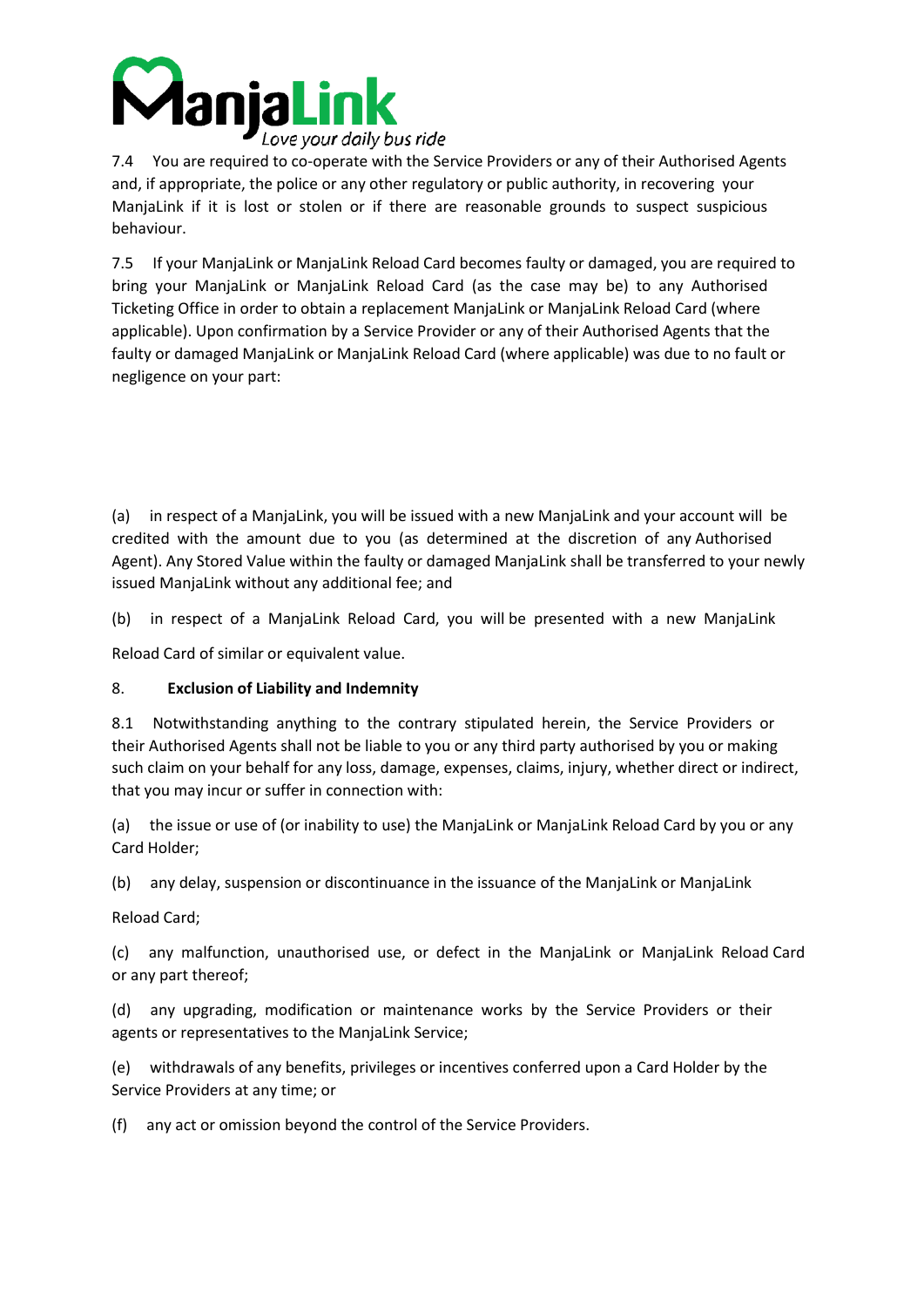7.4 You are required to co-operate with the Service Providers or any of their Authorised Agents and, if appropriate, the police or any other regulatory or public authority, in recovering your ManjaLink if it is lost or stolen or if there are reasonable grounds to suspect suspicious behaviour.

7.5 If your ManjaLink or ManjaLink Reload Card becomes faulty or damaged, you are required to bring your ManjaLink or ManjaLink Reload Card (as the case may be) to any Authorised Ticketing Office in order to obtain a replacement ManjaLink or ManjaLink Reload Card (where applicable). Upon confirmation by a Service Provider or any of their Authorised Agents that the faulty or damaged ManjaLink or ManjaLink Reload Card (where applicable) was due to no fault or negligence on your part:

(a) in respect of a ManjaLink, you will be issued with a new ManjaLink and your account will be credited with the amount due to you (as determined at the discretion of any Authorised Agent). Any Stored Value within the faulty or damaged ManjaLink shall be transferred to your newly issued ManjaLink without any additional fee; and

(b) in respect of a ManjaLink Reload Card, you will be presented with a new ManjaLink Reload Card of similar or equivalent value.

## 8. Exclusion of Liability and Indemnity

8.1 Notwithstanding anything to the contrary stipulated herein, the Service Providers or their Authorised Agents shall not be liable to you or any third party authorised by you or making such claim on your behalf for any loss, damage, expenses, claims, injury, whether direct or indirect, that you may incur or suffer in connection with:

(a) the issue or use of (or inability to use) the ManjaLink or ManjaLink Reload Card by you or any Card Holder;

(b) any delay, suspension or discontinuance in the issuance of the ManjaLink or ManjaLink Reload Card;

(c) any malfunction, unauthorised use, or defect in the ManjaLink or ManjaLink Reload Card or any part thereof;

(d) any upgrading, modification or maintenance works by the Service Providers or their agents or representatives to the ManjaLink Service;

(e) withdrawals of any benefits, privileges or incentives conferred upon a Card Holder by the Service Providers at any time; or

(f) any act or omission beyond the control of the Service Providers.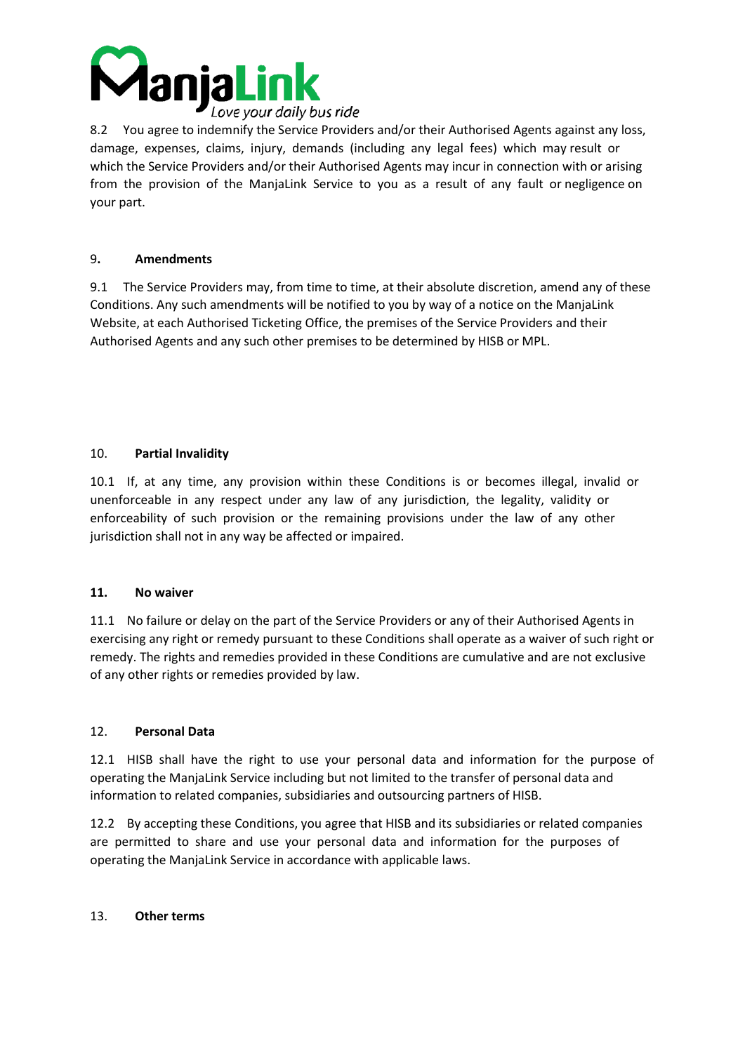8.2 You agree to indemnify the Service Providers and/or their Authorised Agents against any loss, damage, expenses, claims, injury, demands (including any legal fees) which may result or which the Service Providers and/or their Authorised Agents may incur in connection with or arising from the provision of the ManjaLink Service to you as a result of any fault or negligence on your part.

## 9. Amendments

9.1 The Service Providers may, from time to time, at their absolute discretion, amend any of these Conditions. Any such amendments will be notified to you by way of a notice on the ManjaLink Website, at each Authorised Ticketing Office, the premises of the Service Providers and their Authorised Agents and any such other premises to be determined by HISB or MPL.

## 10. Partial Invalidity

10.1 If, at any time, any provision within these Conditions is or becomes illegal, invalid or unenforceable in any respect under any law of any jurisdiction, the legality, validity or enforceability of such provision or the remaining provisions under the law of any other jurisdiction shall not in any way be affected or impaired.

## 11. No waiver

11.1 No failure or delay on the part of the Service Providers or any of their Authorised Agents in exercising any right or remedy pursuant to these Conditions shall operate as a waiver of such right or remedy. The rights and remedies provided in these Conditions are cumulative and are not exclusive of any other rights or remedies provided by law.

## 12. Personal Data

12.1 HISB shall have the right to use your personal data and information for the purpose of operating the ManjaLink Service including but not limited to the transfer of personal data and information to related companies, subsidiaries and outsourcing partners of HISB.

12.2 By accepting these Conditions, you agree that HISB and its subsidiaries or related companies are permitted to share and use your personal data and information for the purposes of operating the ManjaLink Service in accordance with applicable laws.

## 13. Other terms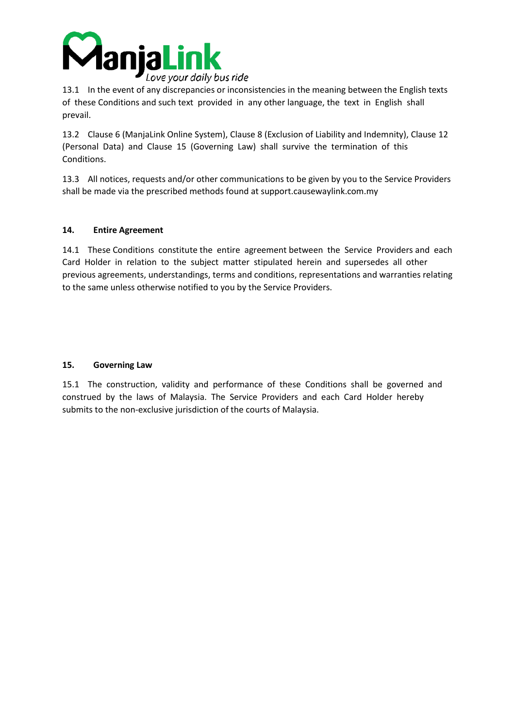13.1 In the event of any discrepancies or inconsistencies in the meaning between the English texts of these Conditions and such text provided in any other language, the text in English shall prevail.

13.2 Clause 6 (ManjaLink Online System), Clause 8 (Exclusion of Liability and Indemnity), Clause 12 (Personal Data) and Clause 15 (Governing Law) shall survive the termination of this Conditions.

13.3 All notices, requests and/or other communications to be given by you to the Service Providers shall be made via the prescribed methods found at support.causewaylink.com.my

**14. Entire Agreement**

14.1 These Conditions constitute the entire agreement between the Service Providers and each Card Holder in relation to the subject matter stipulated herein and supersedes all other previous agreements, understandings, terms and conditions, representations and warranties relating to the same unless otherwise notified to you by the Service Providers.

**15. Governing Law**

15.1 The construction, validity and performance of these Conditions shall be governed and construed by the laws of Malaysia. The Service Providers and each Card Holder hereby submits to the non-exclusive jurisdiction of the courts of Malaysia.